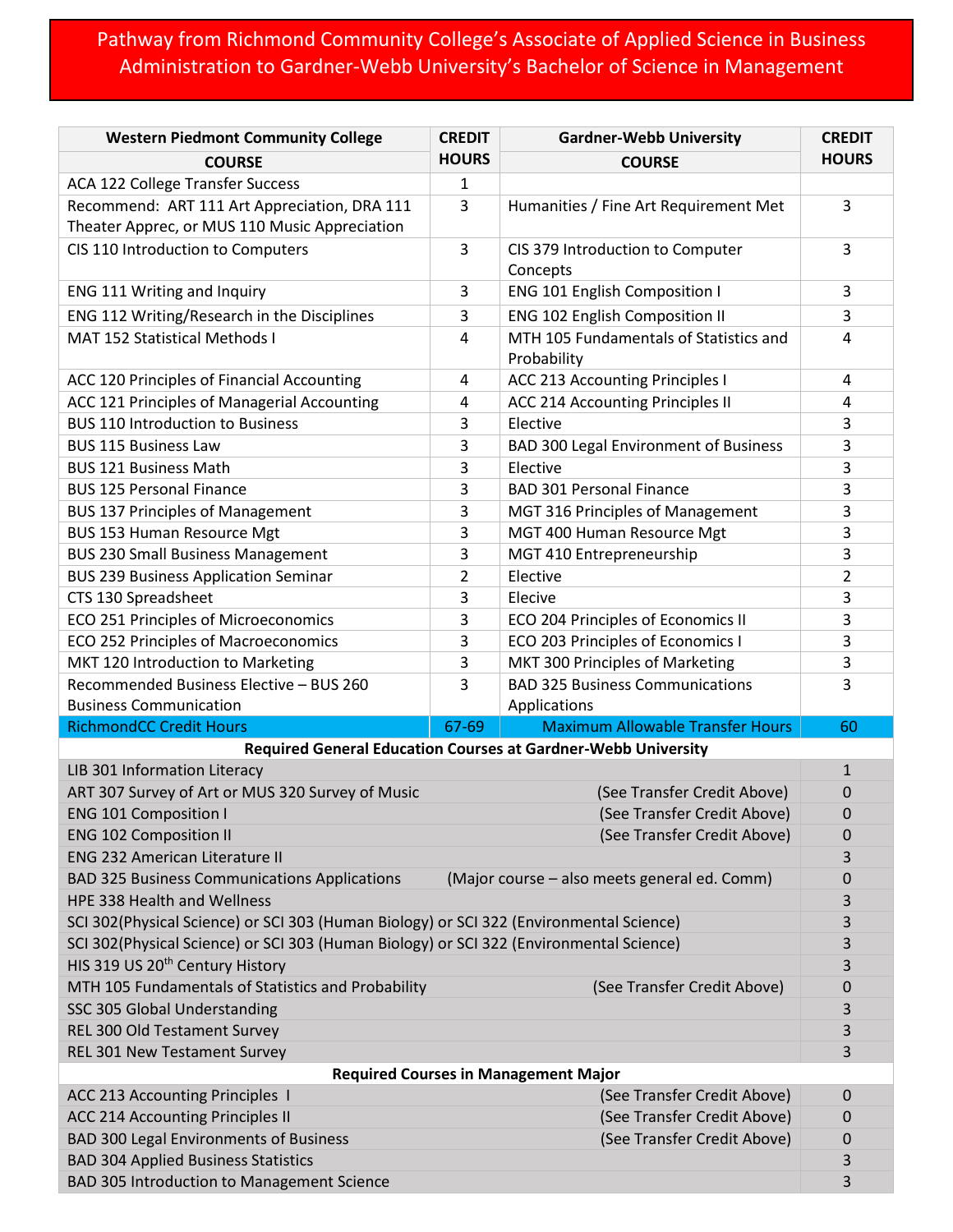# Pathway from Richmond Community College's Associate of Applied Science in Business Administration to Gardner-Webb University's Bachelor of Science in Management

| Western Piedmont Community College COURSE | CREDIT HOURS | Gardner-Webb University COURSE | CREDIT HOURS |
|---|---|---|---|
| ACA 122 College Transfer Success | 1 | | |
| Recommend: ART 111 Art Appreciation, DRA 111 Theater Apprec, or MUS 110 Music Appreciation | 3 | Humanities / Fine Art Requirement Met | 3 |
| CIS 110 Introduction to Computers | 3 | CIS 379 Introduction to Computer Concepts | 3 |
| ENG 111 Writing and Inquiry | 3 | ENG 101 English Composition I | 3 |
| ENG 112 Writing/Research in the Disciplines | 3 | ENG 102 English Composition II | 3 |
| MAT 152 Statistical Methods I | 4 | MTH 105 Fundamentals of Statistics and Probability | 4 |
| ACC 120 Principles of Financial Accounting | 4 | ACC 213 Accounting Principles I | 4 |
| ACC 121 Principles of Managerial Accounting | 4 | ACC 214 Accounting Principles II | 4 |
| BUS 110 Introduction to Business | 3 | Elective | 3 |
| BUS 115 Business Law | 3 | BAD 300 Legal Environment of Business | 3 |
| BUS 121 Business Math | 3 | Elective | 3 |
| BUS 125 Personal Finance | 3 | BAD 301 Personal Finance | 3 |
| BUS 137 Principles of Management | 3 | MGT 316 Principles of Management | 3 |
| BUS 153 Human Resource Mgt | 3 | MGT 400 Human Resource Mgt | 3 |
| BUS 230 Small Business Management | 3 | MGT 410 Entrepreneurship | 3 |
| BUS 239 Business Application Seminar | 2 | Elective | 2 |
| CTS 130 Spreadsheet | 3 | Elecive | 3 |
| ECO 251 Principles of Microeconomics | 3 | ECO 204 Principles of Economics II | 3 |
| ECO 252 Principles of Macroeconomics | 3 | ECO 203 Principles of Economics I | 3 |
| MKT 120 Introduction to Marketing | 3 | MKT 300 Principles of Marketing | 3 |
| Recommended Business Elective – BUS 260 Business Communication | 3 | BAD 325 Business Communications Applications | 3 |
| RichmondCC Credit Hours | 67-69 | Maximum Allowable Transfer Hours | 60 |

**Required General Education Courses at Gardner-Webb University**

| Course | Note | Credit Hours |
|---|---|---|
| LIB 301 Information Literacy | | 1 |
| ART 307 Survey of Art or MUS 320 Survey of Music | (See Transfer Credit Above) | 0 |
| ENG 101 Composition I | (See Transfer Credit Above) | 0 |
| ENG 102 Composition II | (See Transfer Credit Above) | 0 |
| ENG 232 American Literature II | | 3 |
| BAD 325 Business Communications Applications | (Major course – also meets general ed. Comm) | 0 |
| HPE 338 Health and Wellness | | 3 |
| SCI 302(Physical Science) or SCI 303 (Human Biology) or SCI 322 (Environmental Science) | | 3 |
| SCI 302(Physical Science) or SCI 303 (Human Biology) or SCI 322 (Environmental Science) | | 3 |
| HIS 319 US 20th Century History | | 3 |
| MTH 105 Fundamentals of Statistics and Probability | (See Transfer Credit Above) | 0 |
| SSC 305 Global Understanding | | 3 |
| REL 300 Old Testament Survey | | 3 |
| REL 301 New Testament Survey | | 3 |

**Required Courses in Management Major**

| Course | Note | Credit Hours |
|---|---|---|
| ACC 213 Accounting Principles I | (See Transfer Credit Above) | 0 |
| ACC 214 Accounting Principles II | (See Transfer Credit Above) | 0 |
| BAD 300 Legal Environments of Business | (See Transfer Credit Above) | 0 |
| BAD 304 Applied Business Statistics | | 3 |
| BAD 305 Introduction to Management Science | | 3 |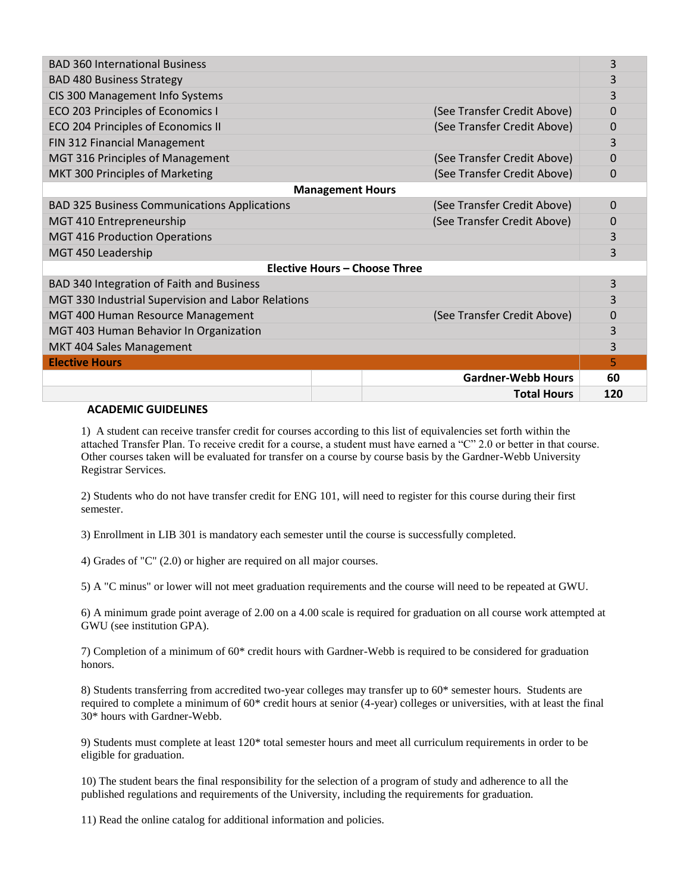| | | |
|---|---|---|
| BAD 360 International Business | | 3 |
| BAD 480 Business Strategy | | 3 |
| CIS 300 Management Info Systems | | 3 |
| ECO 203 Principles of Economics I | (See Transfer Credit Above) | 0 |
| ECO 204 Principles of Economics II | (See Transfer Credit Above) | 0 |
| FIN 312 Financial Management | | 3 |
| MGT 316 Principles of Management | (See Transfer Credit Above) | 0 |
| MKT 300 Principles of Marketing | (See Transfer Credit Above) | 0 |
| **Management Hours** | | |
| BAD 325 Business Communications Applications | (See Transfer Credit Above) | 0 |
| MGT 410 Entrepreneurship | (See Transfer Credit Above) | 0 |
| MGT 416 Production Operations | | 3 |
| MGT 450 Leadership | | 3 |
| **Elective Hours – Choose Three** | | |
| BAD 340 Integration of Faith and Business | | 3 |
| MGT 330 Industrial Supervision and Labor Relations | | 3 |
| MGT 400 Human Resource Management | (See Transfer Credit Above) | 0 |
| MGT 403 Human Behavior In Organization | | 3 |
| MKT 404 Sales Management | | 3 |
| **Elective Hours** | | 5 |
| | **Gardner-Webb Hours** | **60** |
| | **Total Hours** | **120** |

**ACADEMIC GUIDELINES**

1) A student can receive transfer credit for courses according to this list of equivalencies set forth within the attached Transfer Plan. To receive credit for a course, a student must have earned a "C" 2.0 or better in that course. Other courses taken will be evaluated for transfer on a course by course basis by the Gardner-Webb University Registrar Services.

2) Students who do not have transfer credit for ENG 101, will need to register for this course during their first semester.

3) Enrollment in LIB 301 is mandatory each semester until the course is successfully completed.

4) Grades of "C" (2.0) or higher are required on all major courses.

5) A "C minus" or lower will not meet graduation requirements and the course will need to be repeated at GWU.

6) A minimum grade point average of 2.00 on a 4.00 scale is required for graduation on all course work attempted at GWU (see institution GPA).

7) Completion of a minimum of 60* credit hours with Gardner-Webb is required to be considered for graduation honors.

8) Students transferring from accredited two-year colleges may transfer up to 60* semester hours. Students are required to complete a minimum of 60* credit hours at senior (4-year) colleges or universities, with at least the final 30* hours with Gardner-Webb.

9) Students must complete at least 120* total semester hours and meet all curriculum requirements in order to be eligible for graduation.

10) The student bears the final responsibility for the selection of a program of study and adherence to all the published regulations and requirements of the University, including the requirements for graduation.

11) Read the online catalog for additional information and policies.